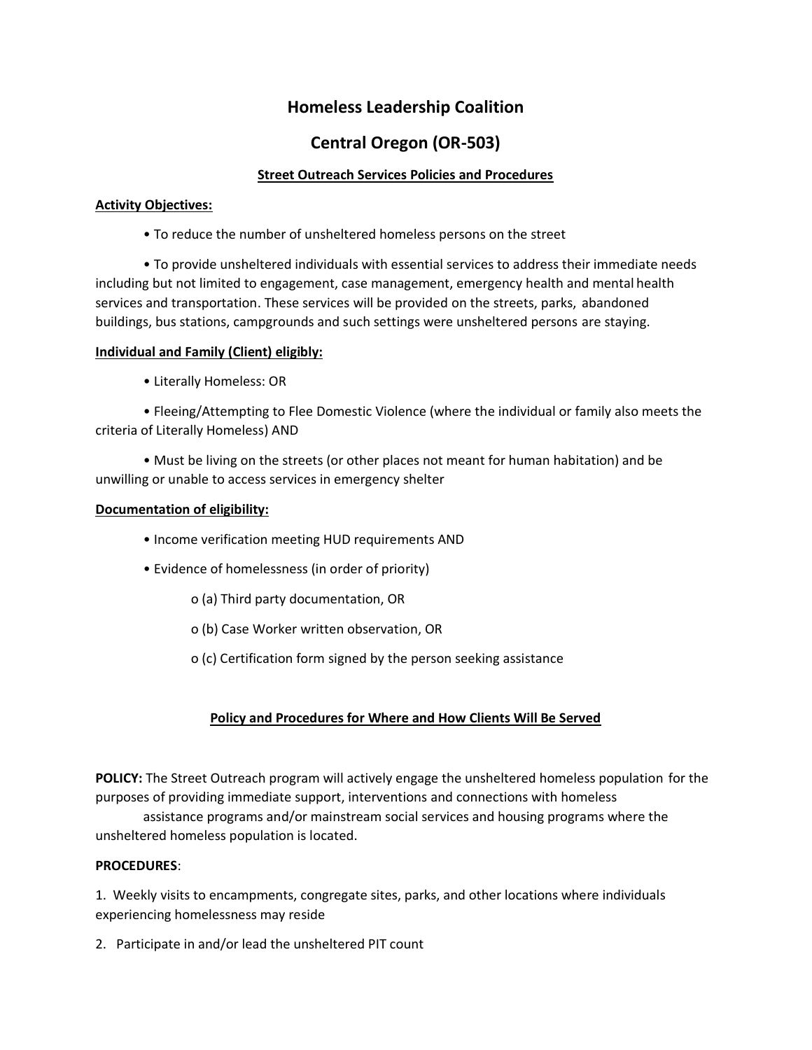# Homeless Leadership Coalition

# Central Oregon (OR-503)

## Street Outreach Services Policies and Procedures

**Activity Objectives:**

- To reduce the number of unsheltered homeless persons on the street
- To provide unsheltered individuals with essential services to address their immediate needs including but not limited to engagement, case management, emergency health and mental health services and transportation. These services will be provided on the streets, parks, abandoned buildings, bus stations, campgrounds and such settings were unsheltered persons are staying.

**Individual and Family (Client) eligibly:**

- Literally Homeless: OR
- Fleeing/Attempting to Flee Domestic Violence (where the individual or family also meets the criteria of Literally Homeless) AND
- Must be living on the streets (or other places not meant for human habitation) and be unwilling or unable to access services in emergency shelter

**Documentation of eligibility:**

- Income verification meeting HUD requirements AND
- Evidence of homelessness (in order of priority)
    - (a) Third party documentation, OR
    - (b) Case Worker written observation, OR
    - (c) Certification form signed by the person seeking assistance

## Policy and Procedures for Where and How Clients Will Be Served

**POLICY:** The Street Outreach program will actively engage the unsheltered homeless population for the purposes of providing immediate support, interventions and connections with homeless assistance programs and/or mainstream social services and housing programs where the unsheltered homeless population is located.

**PROCEDURES**:

1. Weekly visits to encampments, congregate sites, parks, and other locations where individuals experiencing homelessness may reside
2. Participate in and/or lead the unsheltered PIT count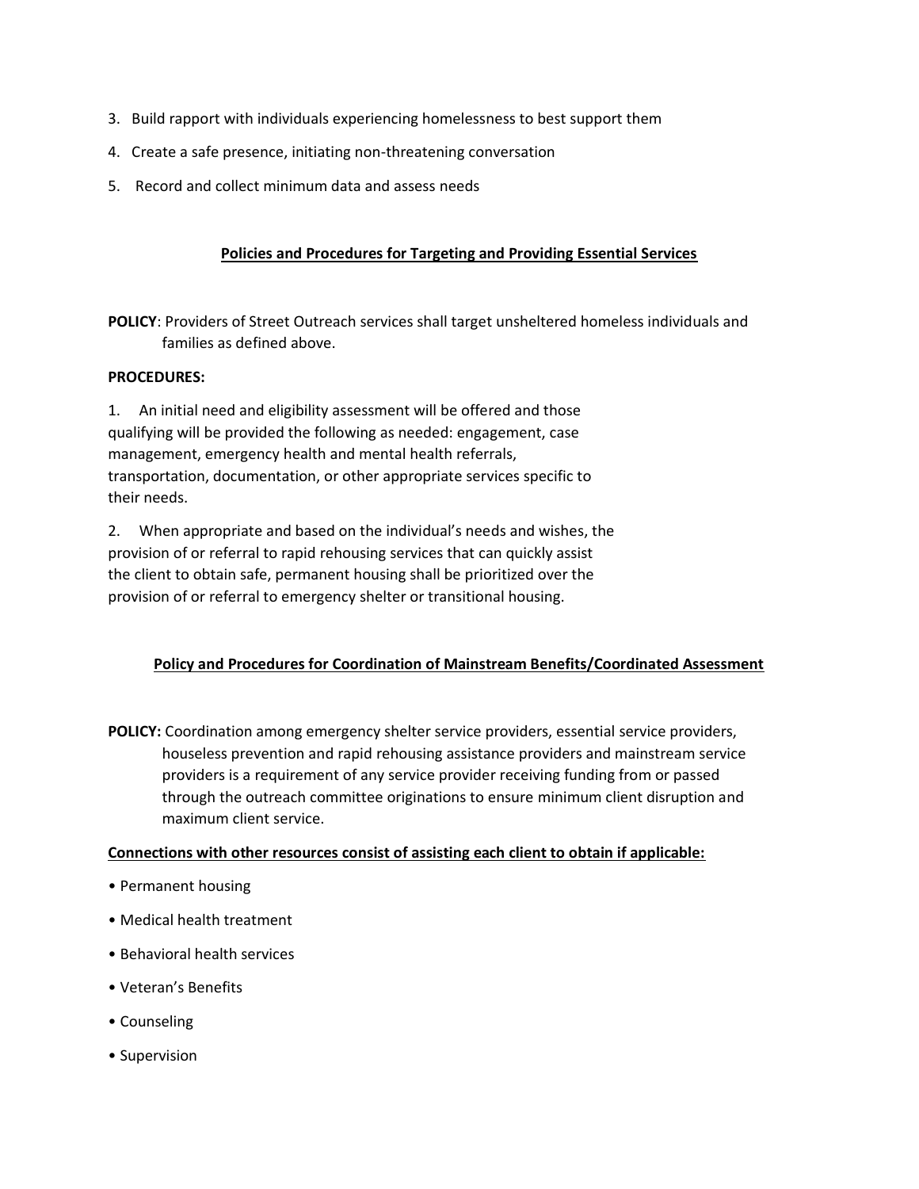3. Build rapport with individuals experiencing homelessness to best support them
4. Create a safe presence, initiating non-threatening conversation
5. Record and collect minimum data and assess needs

## Policies and Procedures for Targeting and Providing Essential Services

**POLICY**: Providers of Street Outreach services shall target unsheltered homeless individuals and families as defined above.

**PROCEDURES:**

1. An initial need and eligibility assessment will be offered and those qualifying will be provided the following as needed: engagement, case management, emergency health and mental health referrals, transportation, documentation, or other appropriate services specific to their needs.
2. When appropriate and based on the individual's needs and wishes, the provision of or referral to rapid rehousing services that can quickly assist the client to obtain safe, permanent housing shall be prioritized over the provision of or referral to emergency shelter or transitional housing.

## Policy and Procedures for Coordination of Mainstream Benefits/Coordinated Assessment

**POLICY:** Coordination among emergency shelter service providers, essential service providers, houseless prevention and rapid rehousing assistance providers and mainstream service providers is a requirement of any service provider receiving funding from or passed through the outreach committee originations to ensure minimum client disruption and maximum client service.

**Connections with other resources consist of assisting each client to obtain if applicable:**

- Permanent housing
- Medical health treatment
- Behavioral health services
- Veteran's Benefits
- Counseling
- Supervision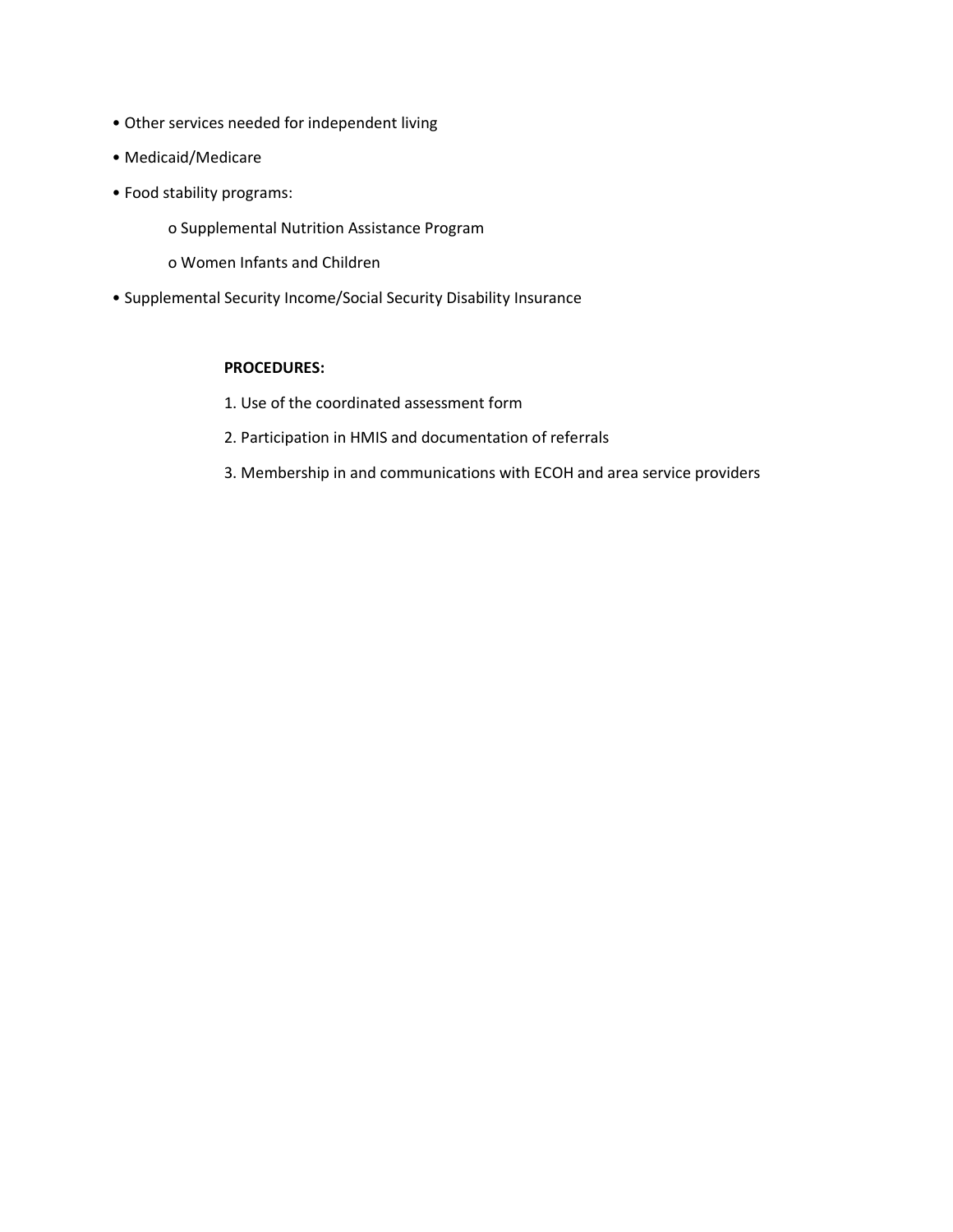- Other services needed for independent living
- Medicaid/Medicare
- Food stability programs:
  - Supplemental Nutrition Assistance Program
  - Women Infants and Children
- Supplemental Security Income/Social Security Disability Insurance

**PROCEDURES:**

1. Use of the coordinated assessment form
2. Participation in HMIS and documentation of referrals
3. Membership in and communications with ECOH and area service providers